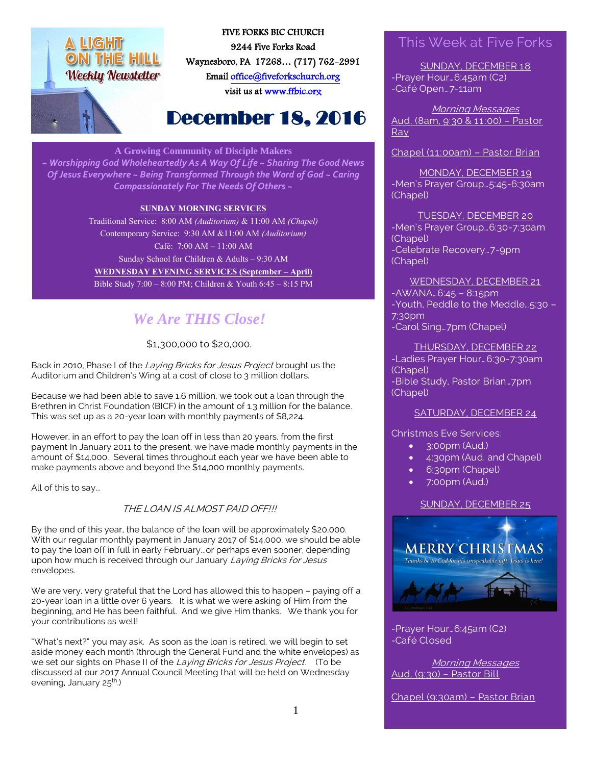A LIGHT ON THE HILL
Weekly Newsletter

FIVE FORKS BIC CHURCH
9244 Five Forks Road
Waynesboro, PA 17268… (717) 762-2991
Email office@fiveforkschurch.org
visit us at www.ffbic.org

# December 18, 2016

**A Growing Community of Disciple Makers**

*~ Worshipping God Wholeheartedly As A Way Of Life ~ Sharing The Good News Of Jesus Everywhere ~ Being Transformed Through the Word of God ~ Caring Compassionately For The Needs Of Others ~*

**SUNDAY MORNING SERVICES**

Traditional Service: 8:00 AM *(Auditorium)* & 11:00 AM *(Chapel)*
Contemporary Service: 9:30 AM &11:00 AM *(Auditorium)*
Café: 7:00 AM – 11:00 AM
Sunday School for Children & Adults – 9:30 AM

**WEDNESDAY EVENING SERVICES (September – April)**
Bible Study 7:00 – 8:00 PM; Children & Youth 6:45 – 8:15 PM

## *We Are THIS Close!*

$1,300,000 to $20,000.

Back in 2010, Phase I of the *Laying Bricks for Jesus Project* brought us the Auditorium and Children's Wing at a cost of close to 3 million dollars.

Because we had been able to save 1.6 million, we took out a loan through the Brethren in Christ Foundation (BICF) in the amount of 1.3 million for the balance. This was set up as a 20-year loan with monthly payments of $8,224.

However, in an effort to pay the loan off in less than 20 years, from the first payment In January 2011 to the present, we have made monthly payments in the amount of $14,000. Several times throughout each year we have been able to make payments above and beyond the $14,000 monthly payments.

All of this to say…

*THE LOAN IS ALMOST PAID OFF!!!*

By the end of this year, the balance of the loan will be approximately $20,000. With our regular monthly payment in January 2017 of $14,000, we should be able to pay the loan off in full in early February…or perhaps even sooner, depending upon how much is received through our January *Laying Bricks for Jesus* envelopes.

We are very, very grateful that the Lord has allowed this to happen – paying off a 20-year loan in a little over 6 years. It is what we were asking of Him from the beginning, and He has been faithful. And we give Him thanks. We thank you for your contributions as well!

"What's next?" you may ask. As soon as the loan is retired, we will begin to set aside money each month (through the General Fund and the white envelopes) as we set our sights on Phase II of the *Laying Bricks for Jesus Project*. (To be discussed at our 2017 Annual Council Meeting that will be held on Wednesday evening, January 25th.)

## This Week at Five Forks

SUNDAY, DECEMBER 18
-Prayer Hour…6:45am (C2)
-Café Open…7-11am

*Morning Messages*
Aud. (8am, 9:30 & 11:00) – Pastor Ray

Chapel (11:00am) – Pastor Brian

MONDAY, DECEMBER 19
-Men's Prayer Group…5:45-6:30am (Chapel)

TUESDAY, DECEMBER 20
-Men's Prayer Group…6:30-7:30am (Chapel)
-Celebrate Recovery…7-9pm (Chapel)

WEDNESDAY, DECEMBER 21
-AWANA…6:45 – 8:15pm
-Youth, Peddle to the Meddle…5:30 – 7:30pm
-Carol Sing…7pm (Chapel)

THURSDAY, DECEMBER 22
-Ladies Prayer Hour…6:30-7:30am (Chapel)
-Bible Study, Pastor Brian…7pm (Chapel)

SATURDAY, DECEMBER 24

Christmas Eve Services:

- 3:00pm (Aud.)
- 4:30pm (Aud. and Chapel)
- 6:30pm (Chapel)
- 7:00pm (Aud.)

SUNDAY, DECEMBER 25

MERRY CHRISTMAS
Thanks be to God for his unspeakable gift. Jesus is here!

-Prayer Hour…6:45am (C2)
-Café Closed

*Morning Messages*
Aud. (9:30) – Pastor Bill

Chapel (9:30am) – Pastor Brian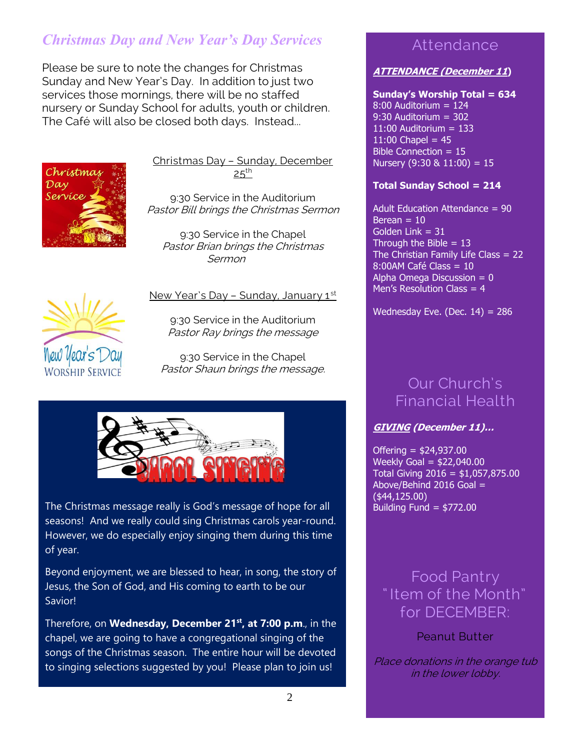## *Christmas Day and New Year's Day Services*

Please be sure to note the changes for Christmas Sunday and New Year's Day. In addition to just two services those mornings, there will be no staffed nursery or Sunday School for adults, youth or children. The Café will also be closed both days. Instead...

Christmas Day – Sunday, December 25th

9:30 Service in the Auditorium
*Pastor Bill brings the Christmas Sermon*

9:30 Service in the Chapel
*Pastor Brian brings the Christmas Sermon*

New Year's Day – Sunday, January 1st

9:30 Service in the Auditorium
*Pastor Ray brings the message*

9:30 Service in the Chapel
*Pastor Shaun brings the message.*

### CAROL SINGING

The Christmas message really is God's message of hope for all seasons! And we really could sing Christmas carols year-round. However, we do especially enjoy singing them during this time of year.

Beyond enjoyment, we are blessed to hear, in song, the story of Jesus, the Son of God, and His coming to earth to be our Savior!

Therefore, on **Wednesday, December 21st, at 7:00 p.m.**, in the chapel, we are going to have a congregational singing of the songs of the Christmas season. The entire hour will be devoted to singing selections suggested by you! Please plan to join us!

## Attendance

***ATTENDANCE (December 11)***

**Sunday's Worship Total = 634**
8:00 Auditorium = 124
9:30 Auditorium = 302
11:00 Auditorium = 133
11:00 Chapel = 45
Bible Connection = 15
Nursery (9:30 & 11:00) = 15

**Total Sunday School = 214**

Adult Education Attendance = 90
Berean = 10
Golden Link = 31
Through the Bible = 13
The Christian Family Life Class = 22
8:00AM Café Class = 10
Alpha Omega Discussion = 0
Men's Resolution Class = 4

Wednesday Eve. (Dec. 14) = 286

## Our Church's Financial Health

***GIVING (December 11)...***

Offering = $24,937.00
Weekly Goal = $22,040.00
Total Giving 2016 = $1,057,875.00
Above/Behind 2016 Goal = ($44,125.00)
Building Fund = $772.00

## Food Pantry "Item of the Month" for DECEMBER:

Peanut Butter

*Place donations in the orange tub in the lower lobby.*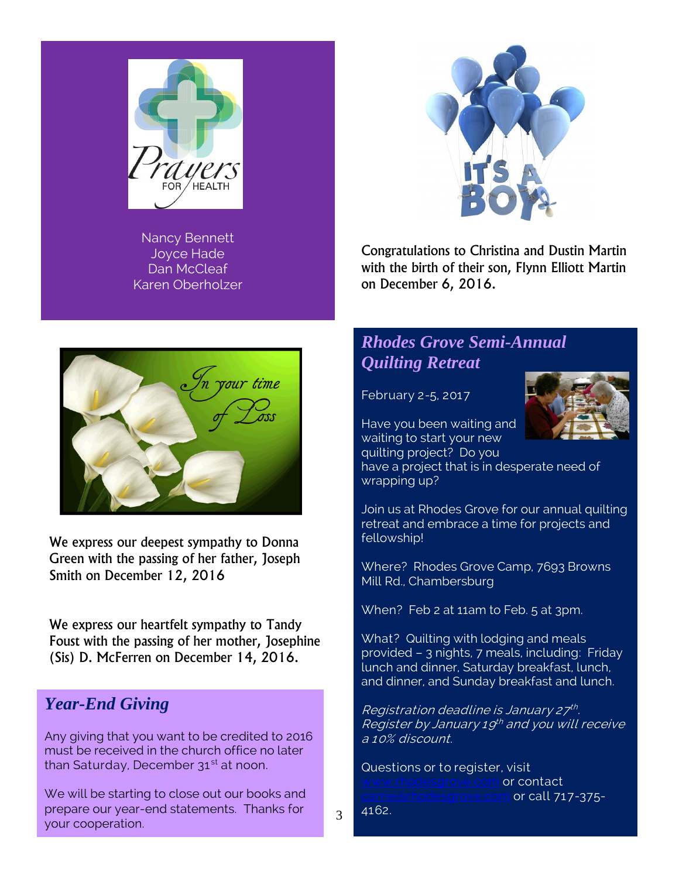## Prayers for Health

Nancy Bennett
Joyce Hade
Dan McCleaf
Karen Oberholzer

Congratulations to Christina and Dustin Martin with the birth of their son, Flynn Elliott Martin on December 6, 2016.

We express our deepest sympathy to Donna Green with the passing of her father, Joseph Smith on December 12, 2016

We express our heartfelt sympathy to Tandy Foust with the passing of her mother, Josephine (Sis) D. McFerren on December 14, 2016.

## *Year-End Giving*

Any giving that you want to be credited to 2016 must be received in the church office no later than Saturday, December 31st at noon.

We will be starting to close out our books and prepare our year-end statements. Thanks for your cooperation.

## *Rhodes Grove Semi-Annual Quilting Retreat*

February 2-5, 2017

Have you been waiting and waiting to start your new quilting project? Do you have a project that is in desperate need of wrapping up?

Join us at Rhodes Grove for our annual quilting retreat and embrace a time for projects and fellowship!

Where? Rhodes Grove Camp, 7693 Browns Mill Rd., Chambersburg

When? Feb 2 at 11am to Feb. 5 at 3pm.

What? Quilting with lodging and meals provided – 3 nights, 7 meals, including: Friday lunch and dinner, Saturday breakfast, lunch, and dinner, and Sunday breakfast and lunch.

*Registration deadline is January 27th. Register by January 19th and you will receive a 10% discount.*

Questions or to register, visit www.rhodesgrove.com or contact carrie@rhodesgrove.com or call 717-375-4162.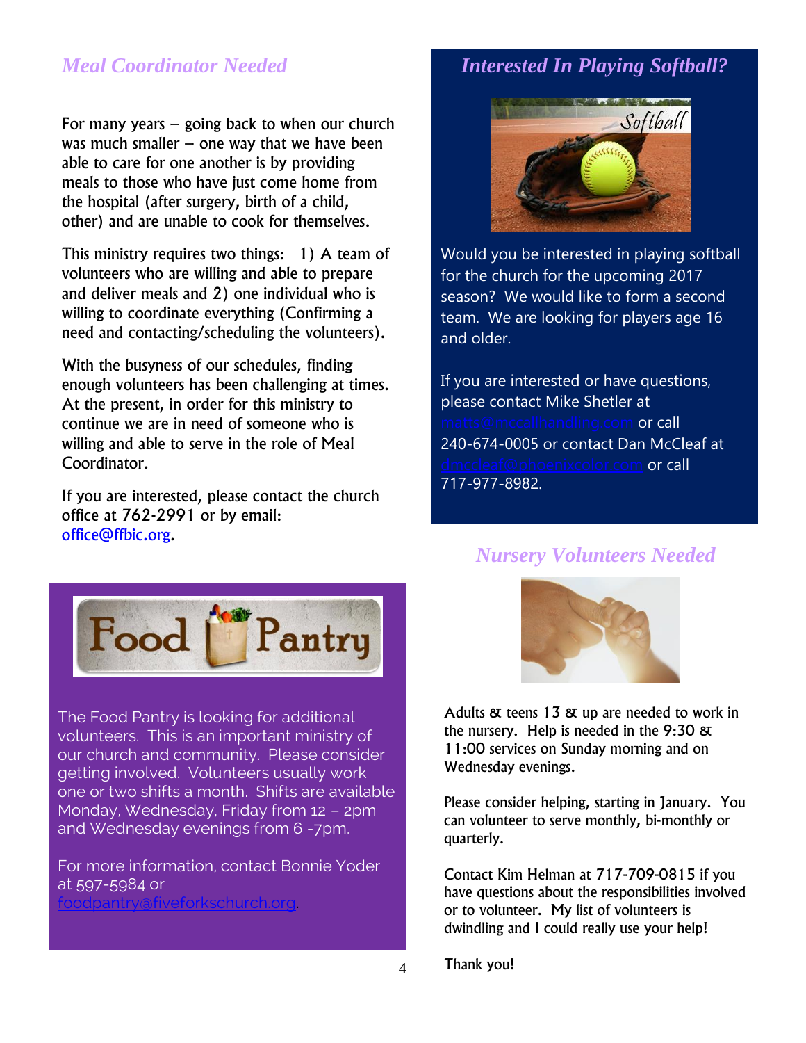## *Meal Coordinator Needed*

For many years – going back to when our church was much smaller – one way that we have been able to care for one another is by providing meals to those who have just come home from the hospital (after surgery, birth of a child, other) and are unable to cook for themselves.

This ministry requires two things: 1) A team of volunteers who are willing and able to prepare and deliver meals and 2) one individual who is willing to coordinate everything (Confirming a need and contacting/scheduling the volunteers).

With the busyness of our schedules, finding enough volunteers has been challenging at times. At the present, in order for this ministry to continue we are in need of someone who is willing and able to serve in the role of Meal Coordinator.

If you are interested, please contact the church office at 762-2991 or by email: office@ffbic.org.

## Food Pantry

The Food Pantry is looking for additional volunteers. This is an important ministry of our church and community. Please consider getting involved. Volunteers usually work one or two shifts a month. Shifts are available Monday, Wednesday, Friday from 12 – 2pm and Wednesday evenings from 6 -7pm.

For more information, contact Bonnie Yoder at 597-5984 or foodpantry@fiveforkschurch.org.

## *Interested In Playing Softball?*

Would you be interested in playing softball for the church for the upcoming 2017 season? We would like to form a second team. We are looking for players age 16 and older.

If you are interested or have questions, please contact Mike Shetler at matts@mccallhandling.com or call 240-674-0005 or contact Dan McCleaf at dmccleaf@phoenixcolor.com or call 717-977-8982.

## *Nursery Volunteers Needed*

Adults & teens 13 & up are needed to work in the nursery. Help is needed in the 9:30 & 11:00 services on Sunday morning and on Wednesday evenings.

Please consider helping, starting in January. You can volunteer to serve monthly, bi-monthly or quarterly.

Contact Kim Helman at 717-709-0815 if you have questions about the responsibilities involved or to volunteer. My list of volunteers is dwindling and I could really use your help!

Thank you!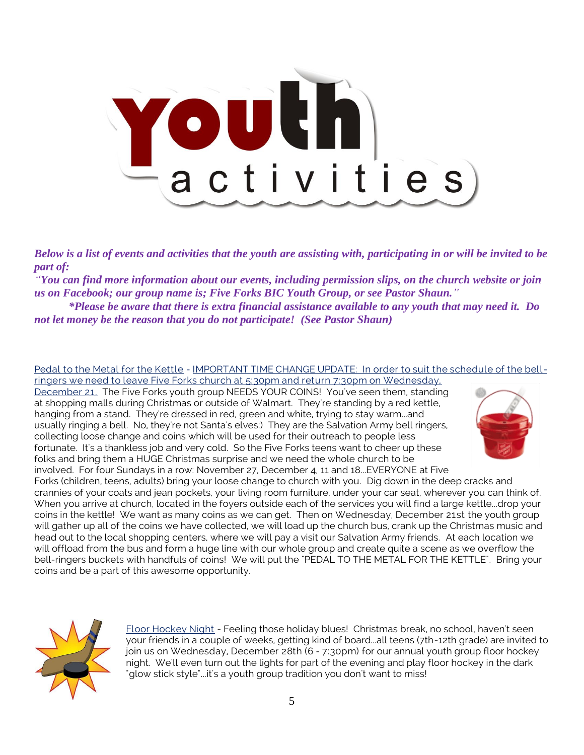# Youth activities

***Below is a list of events and activities that the youth are assisting with, participating in or will be invited to be part of:***

***"You can find more information about our events, including permission slips, on the church website or join us on Facebook; our group name is; Five Forks BIC Youth Group, or see Pastor Shaun."***

***\*Please be aware that there is extra financial assistance available to any youth that may need it. Do not let money be the reason that you do not participate! (See Pastor Shaun)***

Pedal to the Metal for the Kettle - IMPORTANT TIME CHANGE UPDATE: In order to suit the schedule of the bell-ringers we need to leave Five Forks church at 5:30pm and return 7:30pm on Wednesday, December 21. The Five Forks youth group NEEDS YOUR COINS! You've seen them, standing at shopping malls during Christmas or outside of Walmart. They're standing by a red kettle, hanging from a stand. They're dressed in red, green and white, trying to stay warm…and usually ringing a bell. No, they're not Santa's elves:) They are the Salvation Army bell ringers, collecting loose change and coins which will be used for their outreach to people less fortunate. It's a thankless job and very cold. So the Five Forks teens want to cheer up these folks and bring them a HUGE Christmas surprise and we need the whole church to be involved. For four Sundays in a row: November 27, December 4, 11 and 18…EVERYONE at Five Forks (children, teens, adults) bring your loose change to church with you. Dig down in the deep cracks and crannies of your coats and jean pockets, your living room furniture, under your car seat, wherever you can think of. When you arrive at church, located in the foyers outside each of the services you will find a large kettle…drop your coins in the kettle! We want as many coins as we can get. Then on Wednesday, December 21st the youth group will gather up all of the coins we have collected, we will load up the church bus, crank up the Christmas music and head out to the local shopping centers, where we will pay a visit our Salvation Army friends. At each location we will offload from the bus and form a huge line with our whole group and create quite a scene as we overflow the bell-ringers buckets with handfuls of coins! We will put the "PEDAL TO THE METAL FOR THE KETTLE". Bring your coins and be a part of this awesome opportunity.

Floor Hockey Night - Feeling those holiday blues! Christmas break, no school, haven't seen your friends in a couple of weeks, getting kind of board…all teens (7th-12th grade) are invited to join us on Wednesday, December 28th (6 - 7:30pm) for our annual youth group floor hockey night. We'll even turn out the lights for part of the evening and play floor hockey in the dark "glow stick style"…it's a youth group tradition you don't want to miss!